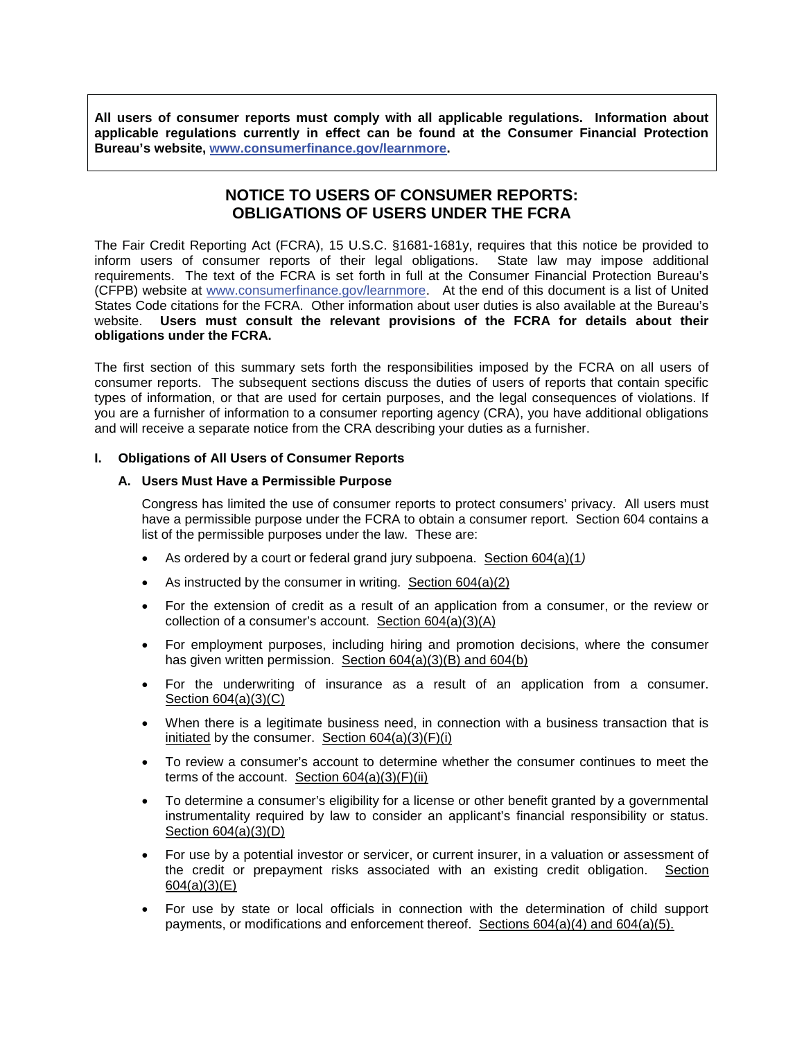**All users of consumer reports must comply with all applicable regulations. Information about applicable regulations currently in effect can be found at the Consumer Financial Protection Bureau's website, [www.consumerfinance.gov/learnmore](www.consumerfinance.gov/learnmore).**

# NOTICE TO USERS OF CONSUMER REPORTS: OBLIGATIONS OF USERS UNDER THE FCRA

The Fair Credit Reporting Act (FCRA), 15 U.S.C. §1681-1681y, requires that this notice be provided to inform users of consumer reports of their legal obligations. State law may impose additional requirements. The text of the FCRA is set forth in full at the Consumer Financial Protection Bureau's (CFPB) website at www.consumerfinance.gov/learnmore. At the end of this document is a list of United States Code citations for the FCRA. Other information about user duties is also available at the Bureau's website. **Users must consult the relevant provisions of the FCRA for details about their obligations under the FCRA.**

The first section of this summary sets forth the responsibilities imposed by the FCRA on all users of consumer reports. The subsequent sections discuss the duties of users of reports that contain specific types of information, or that are used for certain purposes, and the legal consequences of violations. If you are a furnisher of information to a consumer reporting agency (CRA), you have additional obligations and will receive a separate notice from the CRA describing your duties as a furnisher.

## I. Obligations of All Users of Consumer Reports

### A. Users Must Have a Permissible Purpose

Congress has limited the use of consumer reports to protect consumers' privacy. All users must have a permissible purpose under the FCRA to obtain a consumer report. Section 604 contains a list of the permissible purposes under the law. These are:

- As ordered by a court or federal grand jury subpoena. Section 604(a)(1)
- As instructed by the consumer in writing. Section 604(a)(2)
- For the extension of credit as a result of an application from a consumer, or the review or collection of a consumer's account. Section 604(a)(3)(A)
- For employment purposes, including hiring and promotion decisions, where the consumer has given written permission. Section 604(a)(3)(B) and 604(b)
- For the underwriting of insurance as a result of an application from a consumer. Section 604(a)(3)(C)
- When there is a legitimate business need, in connection with a business transaction that is initiated by the consumer. Section 604(a)(3)(F)(i)
- To review a consumer's account to determine whether the consumer continues to meet the terms of the account. Section 604(a)(3)(F)(ii)
- To determine a consumer's eligibility for a license or other benefit granted by a governmental instrumentality required by law to consider an applicant's financial responsibility or status. Section 604(a)(3)(D)
- For use by a potential investor or servicer, or current insurer, in a valuation or assessment of the credit or prepayment risks associated with an existing credit obligation. Section 604(a)(3)(E)
- For use by state or local officials in connection with the determination of child support payments, or modifications and enforcement thereof. Sections 604(a)(4) and 604(a)(5).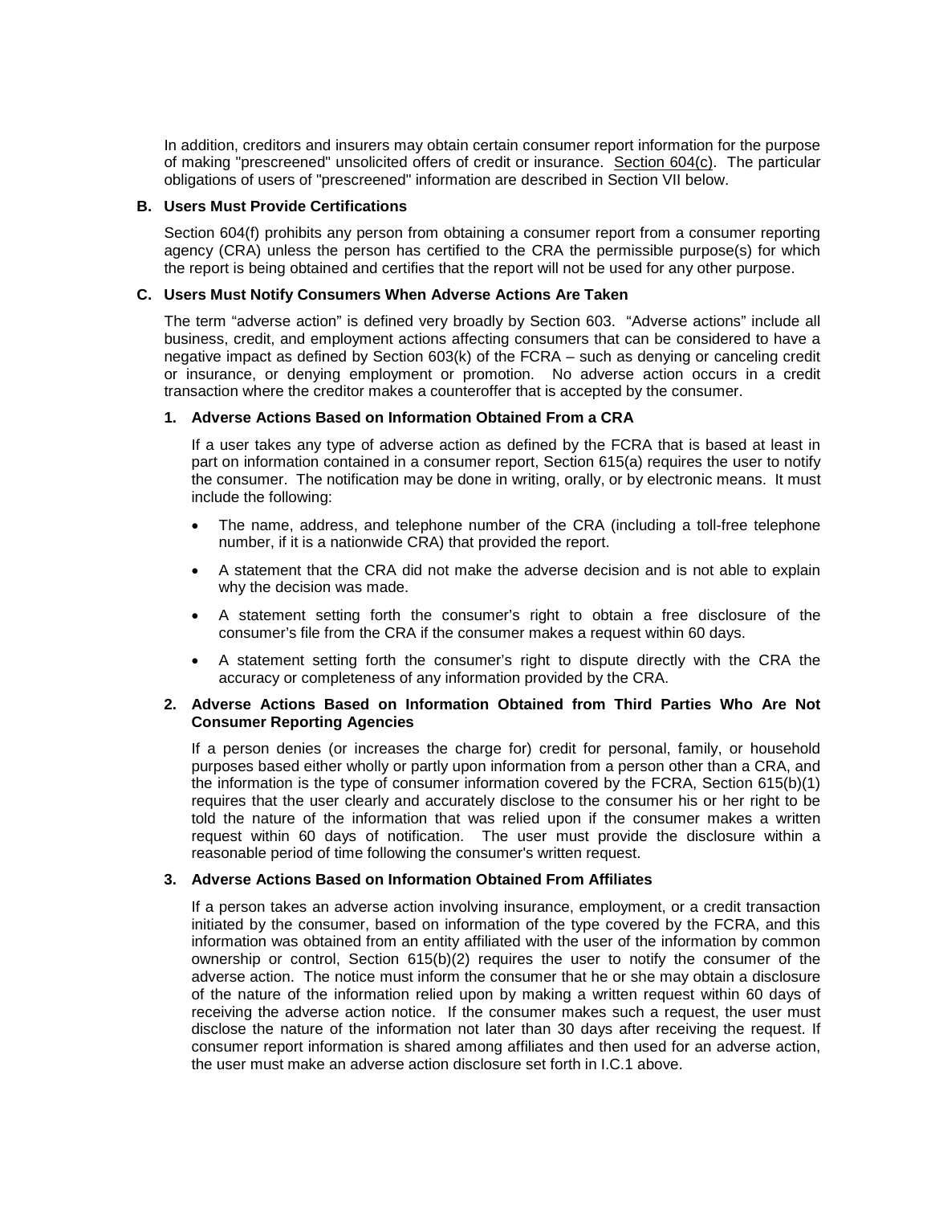In addition, creditors and insurers may obtain certain consumer report information for the purpose of making "prescreened" unsolicited offers of credit or insurance. Section 604(c). The particular obligations of users of "prescreened" information are described in Section VII below.

### B. Users Must Provide Certifications

Section 604(f) prohibits any person from obtaining a consumer report from a consumer reporting agency (CRA) unless the person has certified to the CRA the permissible purpose(s) for which the report is being obtained and certifies that the report will not be used for any other purpose.

### C. Users Must Notify Consumers When Adverse Actions Are Taken

The term "adverse action" is defined very broadly by Section 603. "Adverse actions" include all business, credit, and employment actions affecting consumers that can be considered to have a negative impact as defined by Section 603(k) of the FCRA – such as denying or canceling credit or insurance, or denying employment or promotion. No adverse action occurs in a credit transaction where the creditor makes a counteroffer that is accepted by the consumer.

#### 1. Adverse Actions Based on Information Obtained From a CRA

If a user takes any type of adverse action as defined by the FCRA that is based at least in part on information contained in a consumer report, Section 615(a) requires the user to notify the consumer. The notification may be done in writing, orally, or by electronic means. It must include the following:

- The name, address, and telephone number of the CRA (including a toll-free telephone number, if it is a nationwide CRA) that provided the report.
- A statement that the CRA did not make the adverse decision and is not able to explain why the decision was made.
- A statement setting forth the consumer's right to obtain a free disclosure of the consumer's file from the CRA if the consumer makes a request within 60 days.
- A statement setting forth the consumer's right to dispute directly with the CRA the accuracy or completeness of any information provided by the CRA.

#### 2. Adverse Actions Based on Information Obtained from Third Parties Who Are Not Consumer Reporting Agencies

If a person denies (or increases the charge for) credit for personal, family, or household purposes based either wholly or partly upon information from a person other than a CRA, and the information is the type of consumer information covered by the FCRA, Section 615(b)(1) requires that the user clearly and accurately disclose to the consumer his or her right to be told the nature of the information that was relied upon if the consumer makes a written request within 60 days of notification. The user must provide the disclosure within a reasonable period of time following the consumer's written request.

#### 3. Adverse Actions Based on Information Obtained From Affiliates

If a person takes an adverse action involving insurance, employment, or a credit transaction initiated by the consumer, based on information of the type covered by the FCRA, and this information was obtained from an entity affiliated with the user of the information by common ownership or control, Section 615(b)(2) requires the user to notify the consumer of the adverse action. The notice must inform the consumer that he or she may obtain a disclosure of the nature of the information relied upon by making a written request within 60 days of receiving the adverse action notice. If the consumer makes such a request, the user must disclose the nature of the information not later than 30 days after receiving the request. If consumer report information is shared among affiliates and then used for an adverse action, the user must make an adverse action disclosure set forth in I.C.1 above.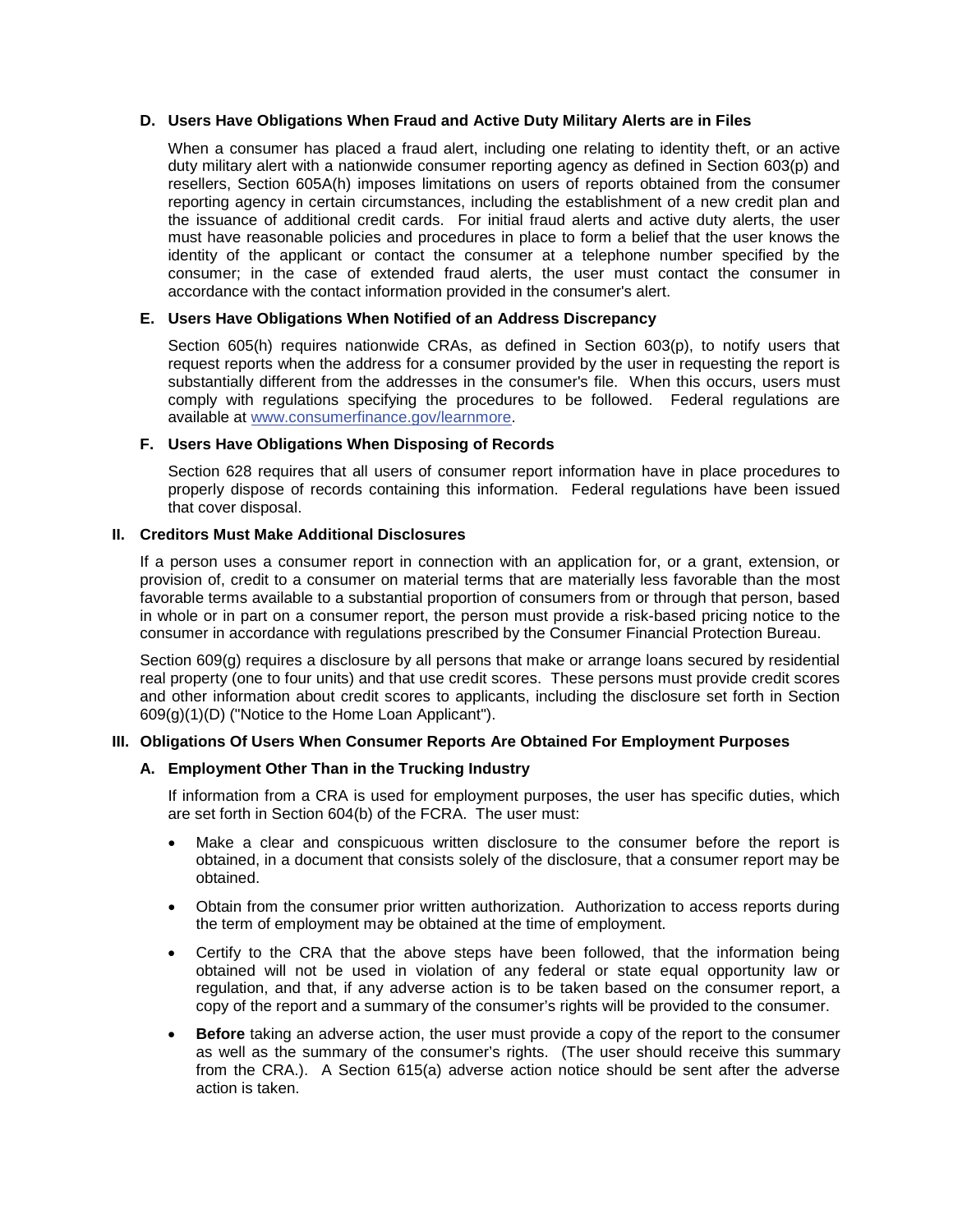### D. Users Have Obligations When Fraud and Active Duty Military Alerts are in Files

When a consumer has placed a fraud alert, including one relating to identity theft, or an active duty military alert with a nationwide consumer reporting agency as defined in Section 603(p) and resellers, Section 605A(h) imposes limitations on users of reports obtained from the consumer reporting agency in certain circumstances, including the establishment of a new credit plan and the issuance of additional credit cards. For initial fraud alerts and active duty alerts, the user must have reasonable policies and procedures in place to form a belief that the user knows the identity of the applicant or contact the consumer at a telephone number specified by the consumer; in the case of extended fraud alerts, the user must contact the consumer in accordance with the contact information provided in the consumer's alert.

### E. Users Have Obligations When Notified of an Address Discrepancy

Section 605(h) requires nationwide CRAs, as defined in Section 603(p), to notify users that request reports when the address for a consumer provided by the user in requesting the report is substantially different from the addresses in the consumer's file. When this occurs, users must comply with regulations specifying the procedures to be followed. Federal regulations are available at www.consumerfinance.gov/learnmore.

### F. Users Have Obligations When Disposing of Records

Section 628 requires that all users of consumer report information have in place procedures to properly dispose of records containing this information. Federal regulations have been issued that cover disposal.

## II. Creditors Must Make Additional Disclosures

If a person uses a consumer report in connection with an application for, or a grant, extension, or provision of, credit to a consumer on material terms that are materially less favorable than the most favorable terms available to a substantial proportion of consumers from or through that person, based in whole or in part on a consumer report, the person must provide a risk-based pricing notice to the consumer in accordance with regulations prescribed by the Consumer Financial Protection Bureau.

Section 609(g) requires a disclosure by all persons that make or arrange loans secured by residential real property (one to four units) and that use credit scores. These persons must provide credit scores and other information about credit scores to applicants, including the disclosure set forth in Section 609(g)(1)(D) ("Notice to the Home Loan Applicant").

## III. Obligations Of Users When Consumer Reports Are Obtained For Employment Purposes

### A. Employment Other Than in the Trucking Industry

If information from a CRA is used for employment purposes, the user has specific duties, which are set forth in Section 604(b) of the FCRA. The user must:

- Make a clear and conspicuous written disclosure to the consumer before the report is obtained, in a document that consists solely of the disclosure, that a consumer report may be obtained.
- Obtain from the consumer prior written authorization. Authorization to access reports during the term of employment may be obtained at the time of employment.
- Certify to the CRA that the above steps have been followed, that the information being obtained will not be used in violation of any federal or state equal opportunity law or regulation, and that, if any adverse action is to be taken based on the consumer report, a copy of the report and a summary of the consumer's rights will be provided to the consumer.
- **Before** taking an adverse action, the user must provide a copy of the report to the consumer as well as the summary of the consumer's rights. (The user should receive this summary from the CRA.). A Section 615(a) adverse action notice should be sent after the adverse action is taken.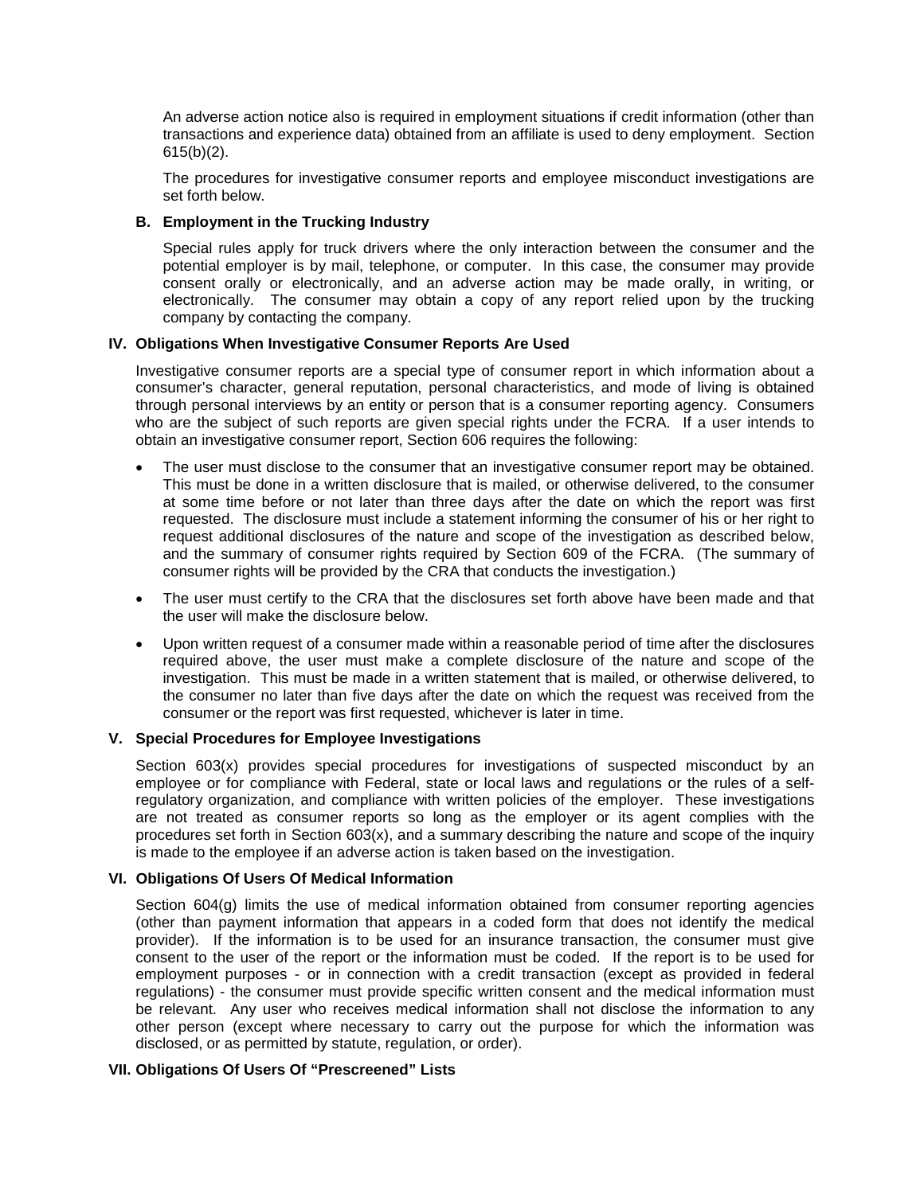An adverse action notice also is required in employment situations if credit information (other than transactions and experience data) obtained from an affiliate is used to deny employment. Section 615(b)(2).

The procedures for investigative consumer reports and employee misconduct investigations are set forth below.

### B. Employment in the Trucking Industry

Special rules apply for truck drivers where the only interaction between the consumer and the potential employer is by mail, telephone, or computer. In this case, the consumer may provide consent orally or electronically, and an adverse action may be made orally, in writing, or electronically. The consumer may obtain a copy of any report relied upon by the trucking company by contacting the company.

## IV. Obligations When Investigative Consumer Reports Are Used

Investigative consumer reports are a special type of consumer report in which information about a consumer's character, general reputation, personal characteristics, and mode of living is obtained through personal interviews by an entity or person that is a consumer reporting agency. Consumers who are the subject of such reports are given special rights under the FCRA. If a user intends to obtain an investigative consumer report, Section 606 requires the following:

- The user must disclose to the consumer that an investigative consumer report may be obtained. This must be done in a written disclosure that is mailed, or otherwise delivered, to the consumer at some time before or not later than three days after the date on which the report was first requested. The disclosure must include a statement informing the consumer of his or her right to request additional disclosures of the nature and scope of the investigation as described below, and the summary of consumer rights required by Section 609 of the FCRA. (The summary of consumer rights will be provided by the CRA that conducts the investigation.)
- The user must certify to the CRA that the disclosures set forth above have been made and that the user will make the disclosure below.
- Upon written request of a consumer made within a reasonable period of time after the disclosures required above, the user must make a complete disclosure of the nature and scope of the investigation. This must be made in a written statement that is mailed, or otherwise delivered, to the consumer no later than five days after the date on which the request was received from the consumer or the report was first requested, whichever is later in time.

## V. Special Procedures for Employee Investigations

Section 603(x) provides special procedures for investigations of suspected misconduct by an employee or for compliance with Federal, state or local laws and regulations or the rules of a self-regulatory organization, and compliance with written policies of the employer. These investigations are not treated as consumer reports so long as the employer or its agent complies with the procedures set forth in Section 603(x), and a summary describing the nature and scope of the inquiry is made to the employee if an adverse action is taken based on the investigation.

## VI. Obligations Of Users Of Medical Information

Section 604(g) limits the use of medical information obtained from consumer reporting agencies (other than payment information that appears in a coded form that does not identify the medical provider). If the information is to be used for an insurance transaction, the consumer must give consent to the user of the report or the information must be coded. If the report is to be used for employment purposes - or in connection with a credit transaction (except as provided in federal regulations) - the consumer must provide specific written consent and the medical information must be relevant. Any user who receives medical information shall not disclose the information to any other person (except where necessary to carry out the purpose for which the information was disclosed, or as permitted by statute, regulation, or order).

## VII. Obligations Of Users Of "Prescreened" Lists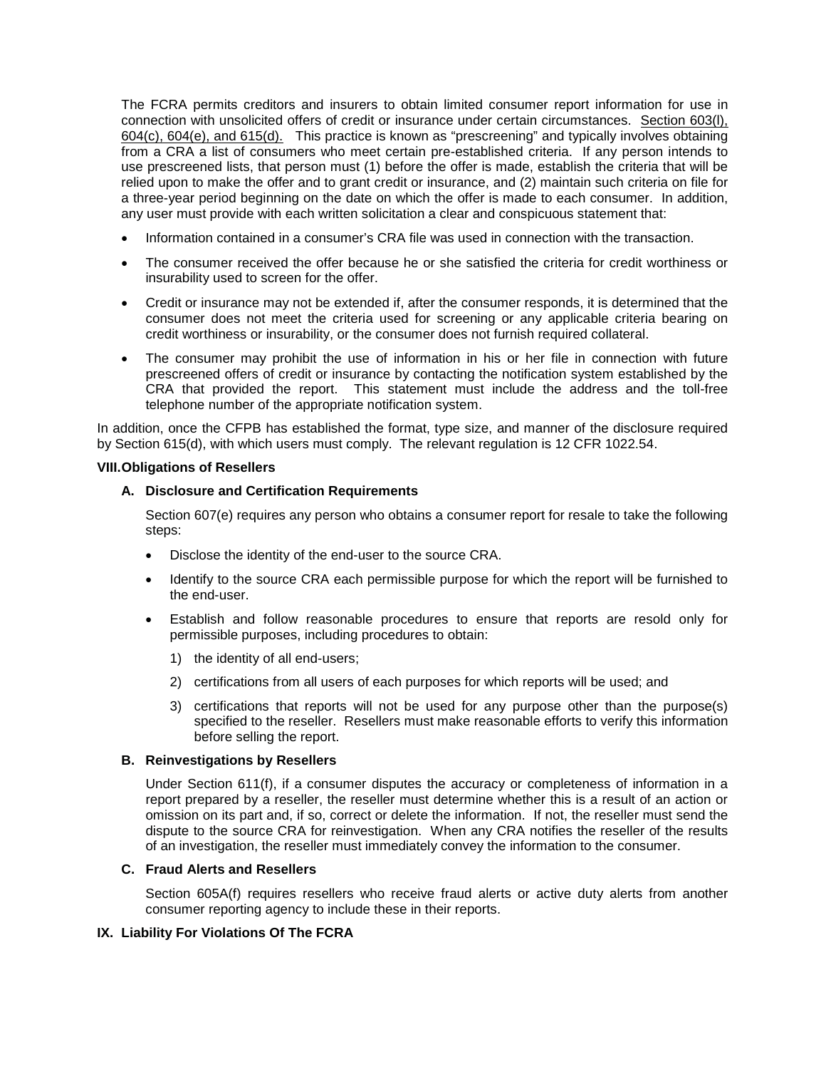The FCRA permits creditors and insurers to obtain limited consumer report information for use in connection with unsolicited offers of credit or insurance under certain circumstances. Section 603(l), 604(c), 604(e), and 615(d). This practice is known as "prescreening" and typically involves obtaining from a CRA a list of consumers who meet certain pre-established criteria. If any person intends to use prescreened lists, that person must (1) before the offer is made, establish the criteria that will be relied upon to make the offer and to grant credit or insurance, and (2) maintain such criteria on file for a three-year period beginning on the date on which the offer is made to each consumer. In addition, any user must provide with each written solicitation a clear and conspicuous statement that:

- Information contained in a consumer's CRA file was used in connection with the transaction.
- The consumer received the offer because he or she satisfied the criteria for credit worthiness or insurability used to screen for the offer.
- Credit or insurance may not be extended if, after the consumer responds, it is determined that the consumer does not meet the criteria used for screening or any applicable criteria bearing on credit worthiness or insurability, or the consumer does not furnish required collateral.
- The consumer may prohibit the use of information in his or her file in connection with future prescreened offers of credit or insurance by contacting the notification system established by the CRA that provided the report. This statement must include the address and the toll-free telephone number of the appropriate notification system.

In addition, once the CFPB has established the format, type size, and manner of the disclosure required by Section 615(d), with which users must comply. The relevant regulation is 12 CFR 1022.54.

## VIII. Obligations of Resellers

### A. Disclosure and Certification Requirements

Section 607(e) requires any person who obtains a consumer report for resale to take the following steps:

- Disclose the identity of the end-user to the source CRA.
- Identify to the source CRA each permissible purpose for which the report will be furnished to the end-user.
- Establish and follow reasonable procedures to ensure that reports are resold only for permissible purposes, including procedures to obtain:
  1) the identity of all end-users;
  2) certifications from all users of each purposes for which reports will be used; and
  3) certifications that reports will not be used for any purpose other than the purpose(s) specified to the reseller. Resellers must make reasonable efforts to verify this information before selling the report.

### B. Reinvestigations by Resellers

Under Section 611(f), if a consumer disputes the accuracy or completeness of information in a report prepared by a reseller, the reseller must determine whether this is a result of an action or omission on its part and, if so, correct or delete the information. If not, the reseller must send the dispute to the source CRA for reinvestigation. When any CRA notifies the reseller of the results of an investigation, the reseller must immediately convey the information to the consumer.

### C. Fraud Alerts and Resellers

Section 605A(f) requires resellers who receive fraud alerts or active duty alerts from another consumer reporting agency to include these in their reports.

## IX. Liability For Violations Of The FCRA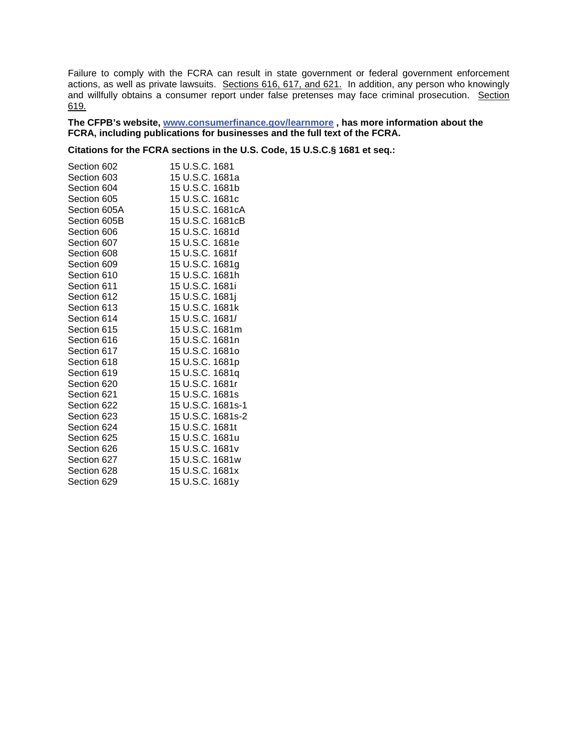Failure to comply with the FCRA can result in state government or federal government enforcement actions, as well as private lawsuits. Sections 616, 617, and 621. In addition, any person who knowingly and willfully obtains a consumer report under false pretenses may face criminal prosecution. Section 619.

**The CFPB's website, [www.consumerfinance.gov/learnmore](www.consumerfinance.gov/learnmore) , has more information about the FCRA, including publications for businesses and the full text of the FCRA.**

**Citations for the FCRA sections in the U.S. Code, 15 U.S.C.§ 1681 et seq.:**

| | |
|---|---|
| Section 602 | 15 U.S.C. 1681 |
| Section 603 | 15 U.S.C. 1681a |
| Section 604 | 15 U.S.C. 1681b |
| Section 605 | 15 U.S.C. 1681c |
| Section 605A | 15 U.S.C. 1681cA |
| Section 605B | 15 U.S.C. 1681cB |
| Section 606 | 15 U.S.C. 1681d |
| Section 607 | 15 U.S.C. 1681e |
| Section 608 | 15 U.S.C. 1681f |
| Section 609 | 15 U.S.C. 1681g |
| Section 610 | 15 U.S.C. 1681h |
| Section 611 | 15 U.S.C. 1681i |
| Section 612 | 15 U.S.C. 1681j |
| Section 613 | 15 U.S.C. 1681k |
| Section 614 | 15 U.S.C. 1681/ |
| Section 615 | 15 U.S.C. 1681m |
| Section 616 | 15 U.S.C. 1681n |
| Section 617 | 15 U.S.C. 1681o |
| Section 618 | 15 U.S.C. 1681p |
| Section 619 | 15 U.S.C. 1681q |
| Section 620 | 15 U.S.C. 1681r |
| Section 621 | 15 U.S.C. 1681s |
| Section 622 | 15 U.S.C. 1681s-1 |
| Section 623 | 15 U.S.C. 1681s-2 |
| Section 624 | 15 U.S.C. 1681t |
| Section 625 | 15 U.S.C. 1681u |
| Section 626 | 15 U.S.C. 1681v |
| Section 627 | 15 U.S.C. 1681w |
| Section 628 | 15 U.S.C. 1681x |
| Section 629 | 15 U.S.C. 1681y |